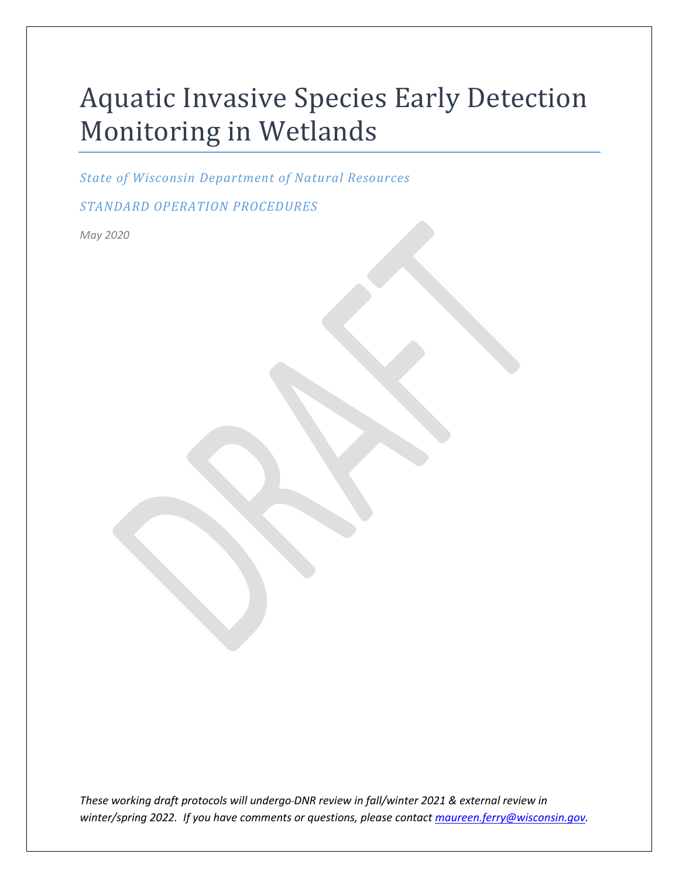# Aquatic Invasive Species Early Detection Monitoring in Wetlands

*State of Wisconsin Department of Natural Resources*

*STANDARD OPERATION PROCEDURES*

*May 2020*

DRAFT

*These working draft protocols will undergo-DNR review in fall/winter 2021 & external review in winter/spring 2022. If you have comments or questions, please contact [maureen.ferry@wisconsin.gov](mailto:maureen.ferry@wisconsin.gov).*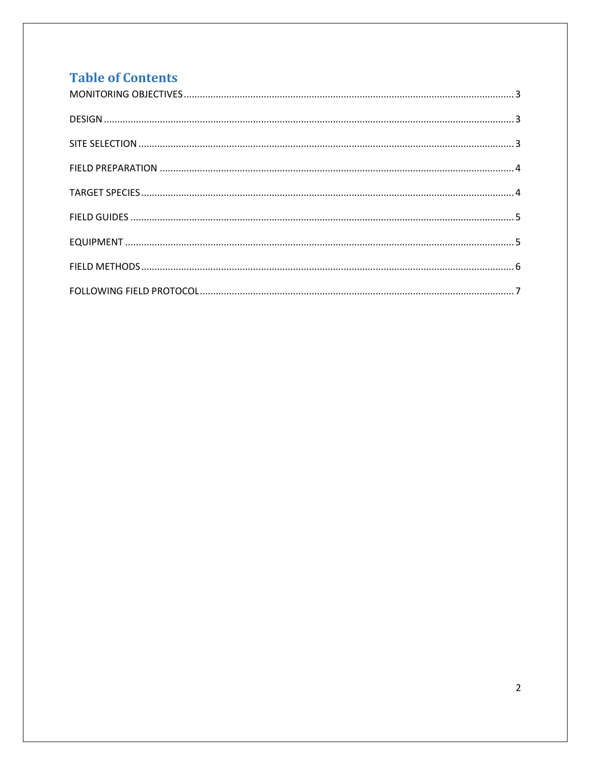# Table of Contents

MONITORING OBJECTIVES ........ 3

DESIGN ........ 3

SITE SELECTION ........ 3

FIELD PREPARATION ........ 4

TARGET SPECIES ........ 4

FIELD GUIDES ........ 5

EQUIPMENT ........ 5

FIELD METHODS ........ 6

FOLLOWING FIELD PROTOCOL ........ 7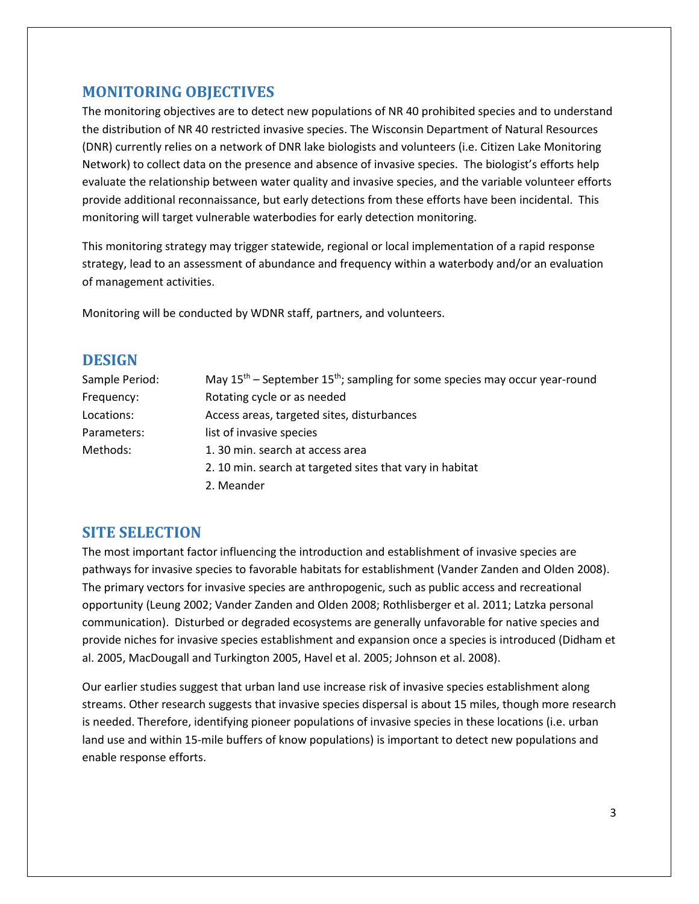## MONITORING OBJECTIVES

The monitoring objectives are to detect new populations of NR 40 prohibited species and to understand the distribution of NR 40 restricted invasive species. The Wisconsin Department of Natural Resources (DNR) currently relies on a network of DNR lake biologists and volunteers (i.e. Citizen Lake Monitoring Network) to collect data on the presence and absence of invasive species. The biologist's efforts help evaluate the relationship between water quality and invasive species, and the variable volunteer efforts provide additional reconnaissance, but early detections from these efforts have been incidental. This monitoring will target vulnerable waterbodies for early detection monitoring.

This monitoring strategy may trigger statewide, regional or local implementation of a rapid response strategy, lead to an assessment of abundance and frequency within a waterbody and/or an evaluation of management activities.

Monitoring will be conducted by WDNR staff, partners, and volunteers.

## DESIGN

| | |
|---|---|
| Sample Period: | May 15th – September 15th; sampling for some species may occur year-round |
| Frequency: | Rotating cycle or as needed |
| Locations: | Access areas, targeted sites, disturbances |
| Parameters: | list of invasive species |
| Methods: | 1. 30 min. search at access area |
| | 2. 10 min. search at targeted sites that vary in habitat |
| | 2. Meander |

## SITE SELECTION

The most important factor influencing the introduction and establishment of invasive species are pathways for invasive species to favorable habitats for establishment (Vander Zanden and Olden 2008). The primary vectors for invasive species are anthropogenic, such as public access and recreational opportunity (Leung 2002; Vander Zanden and Olden 2008; Rothlisberger et al. 2011; Latzka personal communication). Disturbed or degraded ecosystems are generally unfavorable for native species and provide niches for invasive species establishment and expansion once a species is introduced (Didham et al. 2005, MacDougall and Turkington 2005, Havel et al. 2005; Johnson et al. 2008).

Our earlier studies suggest that urban land use increase risk of invasive species establishment along streams. Other research suggests that invasive species dispersal is about 15 miles, though more research is needed. Therefore, identifying pioneer populations of invasive species in these locations (i.e. urban land use and within 15-mile buffers of know populations) is important to detect new populations and enable response efforts.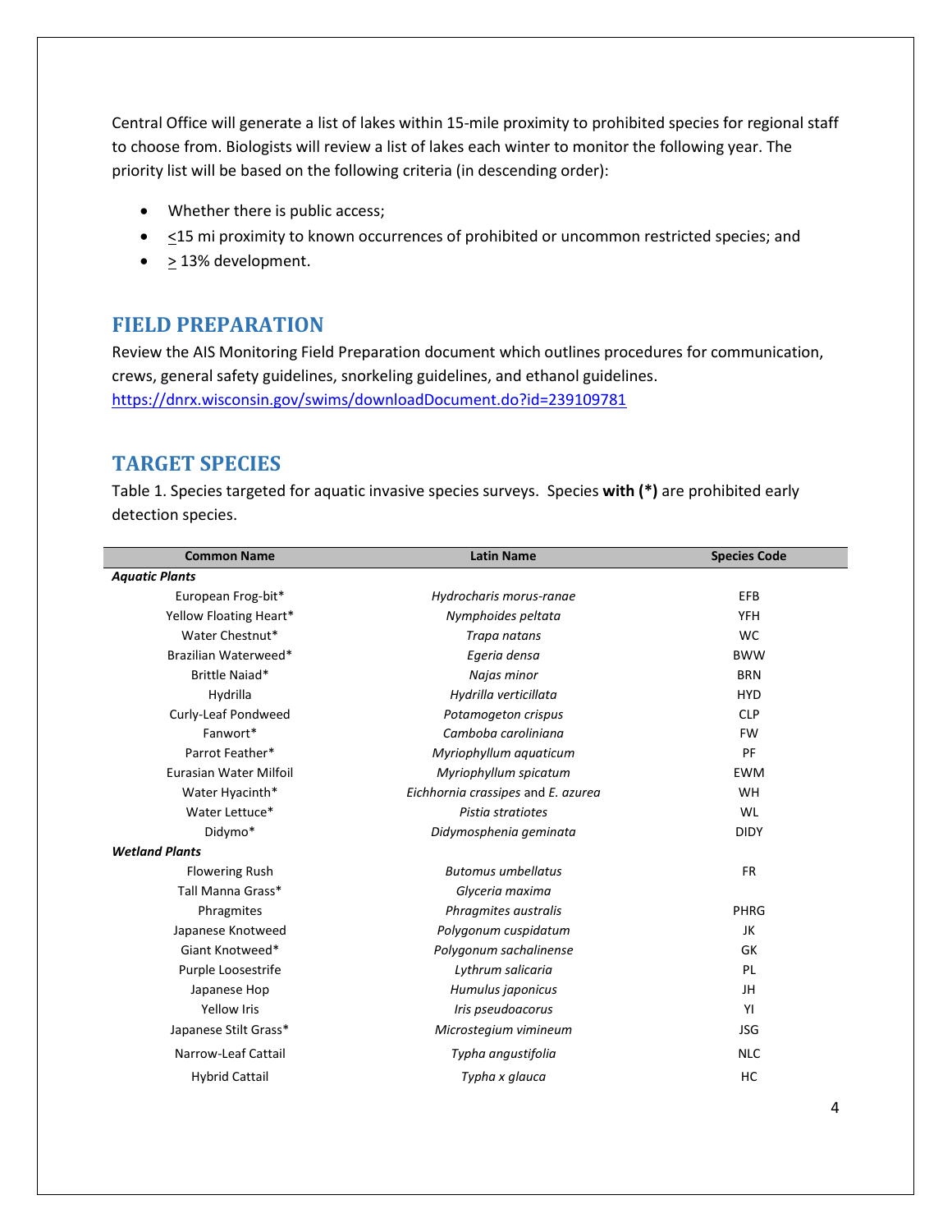Central Office will generate a list of lakes within 15-mile proximity to prohibited species for regional staff to choose from. Biologists will review a list of lakes each winter to monitor the following year. The priority list will be based on the following criteria (in descending order):

- Whether there is public access;
- $\leq$15 mi proximity to known occurrences of prohibited or uncommon restricted species; and
- $\geq$ 13% development.

## FIELD PREPARATION

Review the AIS Monitoring Field Preparation document which outlines procedures for communication, crews, general safety guidelines, snorkeling guidelines, and ethanol guidelines. [https://dnrx.wisconsin.gov/swims/downloadDocument.do?id=239109781](https://dnrx.wisconsin.gov/swims/downloadDocument.do?id=239109781)

## TARGET SPECIES

Table 1. Species targeted for aquatic invasive species surveys. Species **with (*)** are prohibited early detection species.

| Common Name | Latin Name | Species Code |
|---|---|---|
| ***Aquatic Plants*** | | |
| European Frog-bit* | *Hydrocharis morus-ranae* | EFB |
| Yellow Floating Heart* | *Nymphoides peltata* | YFH |
| Water Chestnut* | *Trapa natans* | WC |
| Brazilian Waterweed* | *Egeria densa* | BWW |
| Brittle Naiad* | *Najas minor* | BRN |
| Hydrilla | *Hydrilla verticillata* | HYD |
| Curly-Leaf Pondweed | *Potamogeton crispus* | CLP |
| Fanwort* | *Camboba caroliniana* | FW |
| Parrot Feather* | *Myriophyllum aquaticum* | PF |
| Eurasian Water Milfoil | *Myriophyllum spicatum* | EWM |
| Water Hyacinth* | *Eichhornia crassipes* and *E. azurea* | WH |
| Water Lettuce* | *Pistia stratiotes* | WL |
| Didymo* | *Didymosphenia geminata* | DIDY |
| ***Wetland Plants*** | | |
| Flowering Rush | *Butomus umbellatus* | FR |
| Tall Manna Grass* | *Glyceria maxima* | |
| Phragmites | *Phragmites australis* | PHRG |
| Japanese Knotweed | *Polygonum cuspidatum* | JK |
| Giant Knotweed* | *Polygonum sachalinense* | GK |
| Purple Loosestrife | *Lythrum salicaria* | PL |
| Japanese Hop | *Humulus japonicus* | JH |
| Yellow Iris | *Iris pseudoacorus* | YI |
| Japanese Stilt Grass* | *Microstegium vimineum* | JSG |
| Narrow-Leaf Cattail | *Typha angustifolia* | NLC |
| Hybrid Cattail | *Typha x glauca* | HC |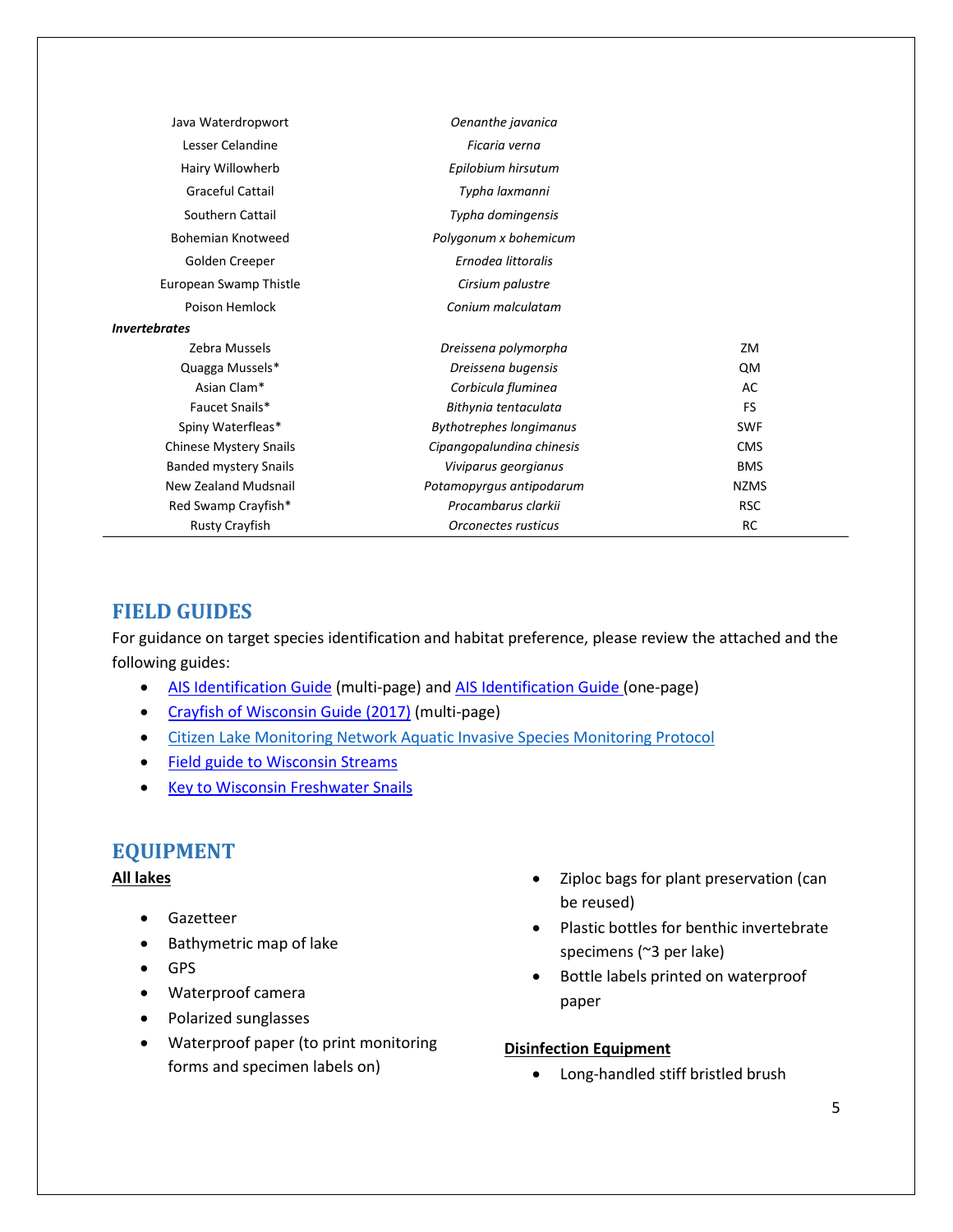| | | |
|---|---|---|
| Java Waterdropwort | *Oenanthe javanica* | |
| Lesser Celandine | *Ficaria verna* | |
| Hairy Willowherb | *Epilobium hirsutum* | |
| Graceful Cattail | *Typha laxmanni* | |
| Southern Cattail | *Typha domingensis* | |
| Bohemian Knotweed | *Polygonum x bohemicum* | |
| Golden Creeper | *Ernodea littoralis* | |
| European Swamp Thistle | *Cirsium palustre* | |
| Poison Hemlock | *Conium malculatam* | |
| ***Invertebrates*** | | |
| Zebra Mussels | *Dreissena polymorpha* | ZM |
| Quagga Mussels* | *Dreissena bugensis* | QM |
| Asian Clam* | *Corbicula fluminea* | AC |
| Faucet Snails* | *Bithynia tentaculata* | FS |
| Spiny Waterfleas* | *Bythotrephes longimanus* | SWF |
| Chinese Mystery Snails | *Cipangopalundina chinesis* | CMS |
| Banded mystery Snails | *Viviparus georgianus* | BMS |
| New Zealand Mudsnail | *Potamopyrgus antipodarum* | NZMS |
| Red Swamp Crayfish* | *Procambarus clarkii* | RSC |
| Rusty Crayfish | *Orconectes rusticus* | RC |

## FIELD GUIDES

For guidance on target species identification and habitat preference, please review the attached and the following guides:

- AIS Identification Guide (multi-page) and AIS Identification Guide (one-page)
- Crayfish of Wisconsin Guide (2017) (multi-page)
- Citizen Lake Monitoring Network Aquatic Invasive Species Monitoring Protocol
- Field guide to Wisconsin Streams
- Key to Wisconsin Freshwater Snails

## EQUIPMENT

**All lakes**

- Gazetteer
- Bathymetric map of lake
- GPS
- Waterproof camera
- Polarized sunglasses
- Waterproof paper (to print monitoring forms and specimen labels on)
- Ziploc bags for plant preservation (can be reused)
- Plastic bottles for benthic invertebrate specimens (~3 per lake)
- Bottle labels printed on waterproof paper

**Disinfection Equipment**

- Long-handled stiff bristled brush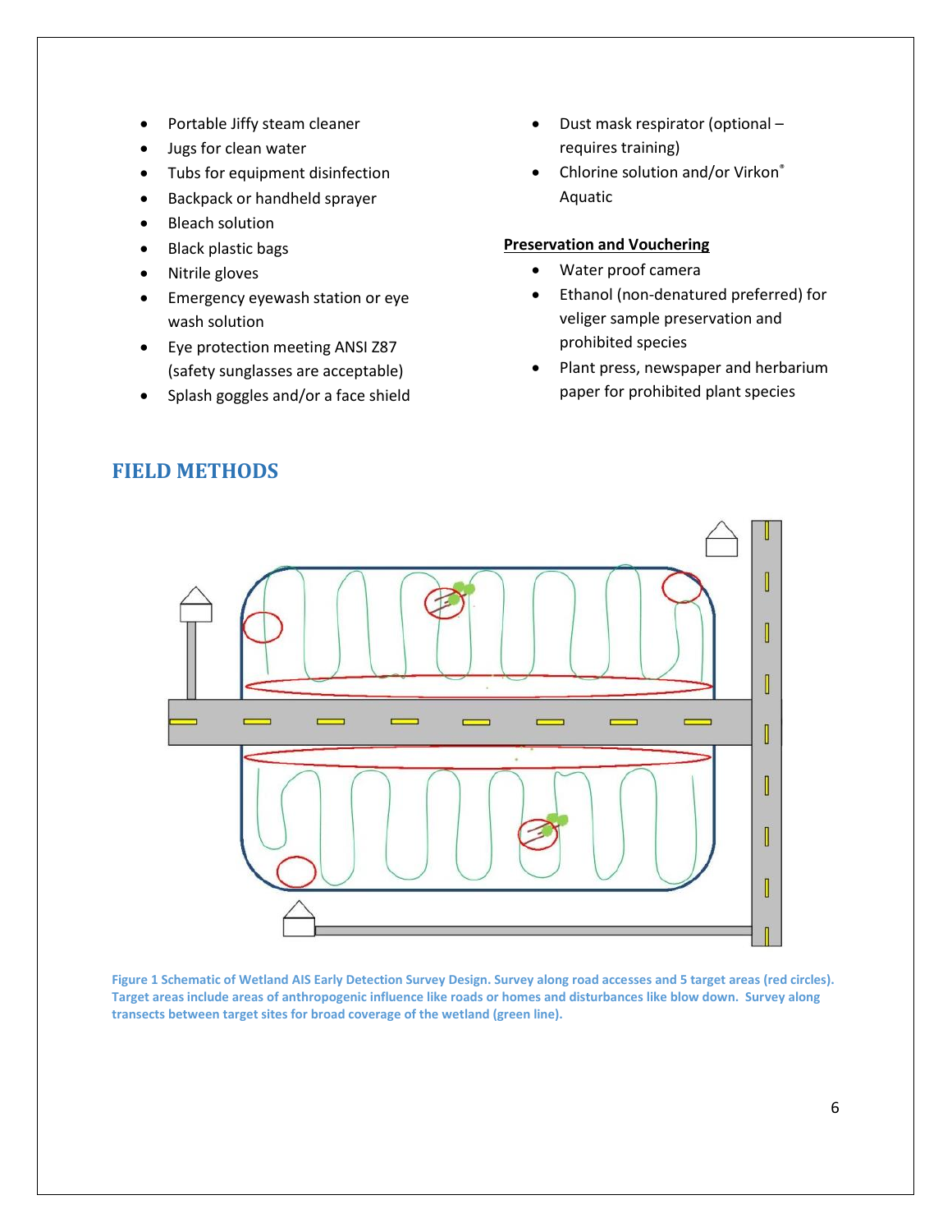- Portable Jiffy steam cleaner
- Jugs for clean water
- Tubs for equipment disinfection
- Backpack or handheld sprayer
- Bleach solution
- Black plastic bags
- Nitrile gloves
- Emergency eyewash station or eye wash solution
- Eye protection meeting ANSI Z87 (safety sunglasses are acceptable)
- Splash goggles and/or a face shield
- Dust mask respirator (optional – requires training)
- Chlorine solution and/or Virkon® Aquatic

**Preservation and Vouchering**

- Water proof camera
- Ethanol (non-denatured preferred) for veliger sample preservation and prohibited species
- Plant press, newspaper and herbarium paper for prohibited plant species

# FIELD METHODS

**Figure 1 Schematic of Wetland AIS Early Detection Survey Design. Survey along road accesses and 5 target areas (red circles). Target areas include areas of anthropogenic influence like roads or homes and disturbances like blow down. Survey along transects between target sites for broad coverage of the wetland (green line).**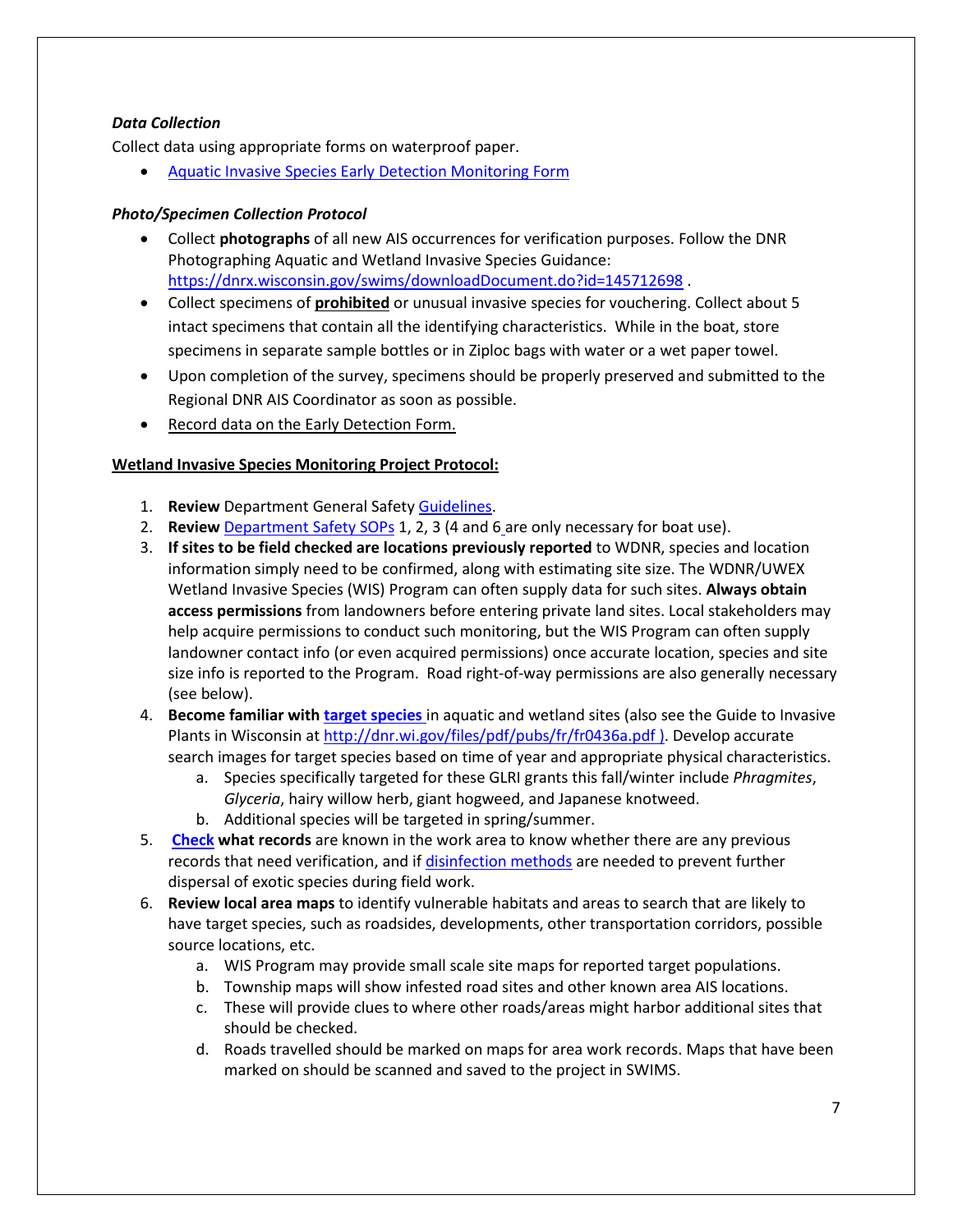***Data Collection***

Collect data using appropriate forms on waterproof paper.

- Aquatic Invasive Species Early Detection Monitoring Form

***Photo/Specimen Collection Protocol***

- Collect **photographs** of all new AIS occurrences for verification purposes. Follow the DNR Photographing Aquatic and Wetland Invasive Species Guidance: https://dnrx.wisconsin.gov/swims/downloadDocument.do?id=145712698 .
- Collect specimens of **prohibited** or unusual invasive species for vouchering. Collect about 5 intact specimens that contain all the identifying characteristics. While in the boat, store specimens in separate sample bottles or in Ziploc bags with water or a wet paper towel.
- Upon completion of the survey, specimens should be properly preserved and submitted to the Regional DNR AIS Coordinator as soon as possible.
- Record data on the Early Detection Form.

**Wetland Invasive Species Monitoring Project Protocol:**

1. **Review** Department General Safety Guidelines.
2. **Review** Department Safety SOPs 1, 2, 3 (4 and 6 are only necessary for boat use).
3. **If sites to be field checked are locations previously reported** to WDNR, species and location information simply need to be confirmed, along with estimating site size. The WDNR/UWEX Wetland Invasive Species (WIS) Program can often supply data for such sites. **Always obtain access permissions** from landowners before entering private land sites. Local stakeholders may help acquire permissions to conduct such monitoring, but the WIS Program can often supply landowner contact info (or even acquired permissions) once accurate location, species and site size info is reported to the Program. Road right-of-way permissions are also generally necessary (see below).
4. **Become familiar with target species** in aquatic and wetland sites (also see the Guide to Invasive Plants in Wisconsin at http://dnr.wi.gov/files/pdf/pubs/fr/fr0436a.pdf ). Develop accurate search images for target species based on time of year and appropriate physical characteristics.
   a. Species specifically targeted for these GLRI grants this fall/winter include *Phragmites*, *Glyceria*, hairy willow herb, giant hogweed, and Japanese knotweed.
   b. Additional species will be targeted in spring/summer.
5. **Check what records** are known in the work area to know whether there are any previous records that need verification, and if disinfection methods are needed to prevent further dispersal of exotic species during field work.
6. **Review local area maps** to identify vulnerable habitats and areas to search that are likely to have target species, such as roadsides, developments, other transportation corridors, possible source locations, etc.
   a. WIS Program may provide small scale site maps for reported target populations.
   b. Township maps will show infested road sites and other known area AIS locations.
   c. These will provide clues to where other roads/areas might harbor additional sites that should be checked.
   d. Roads travelled should be marked on maps for area work records. Maps that have been marked on should be scanned and saved to the project in SWIMS.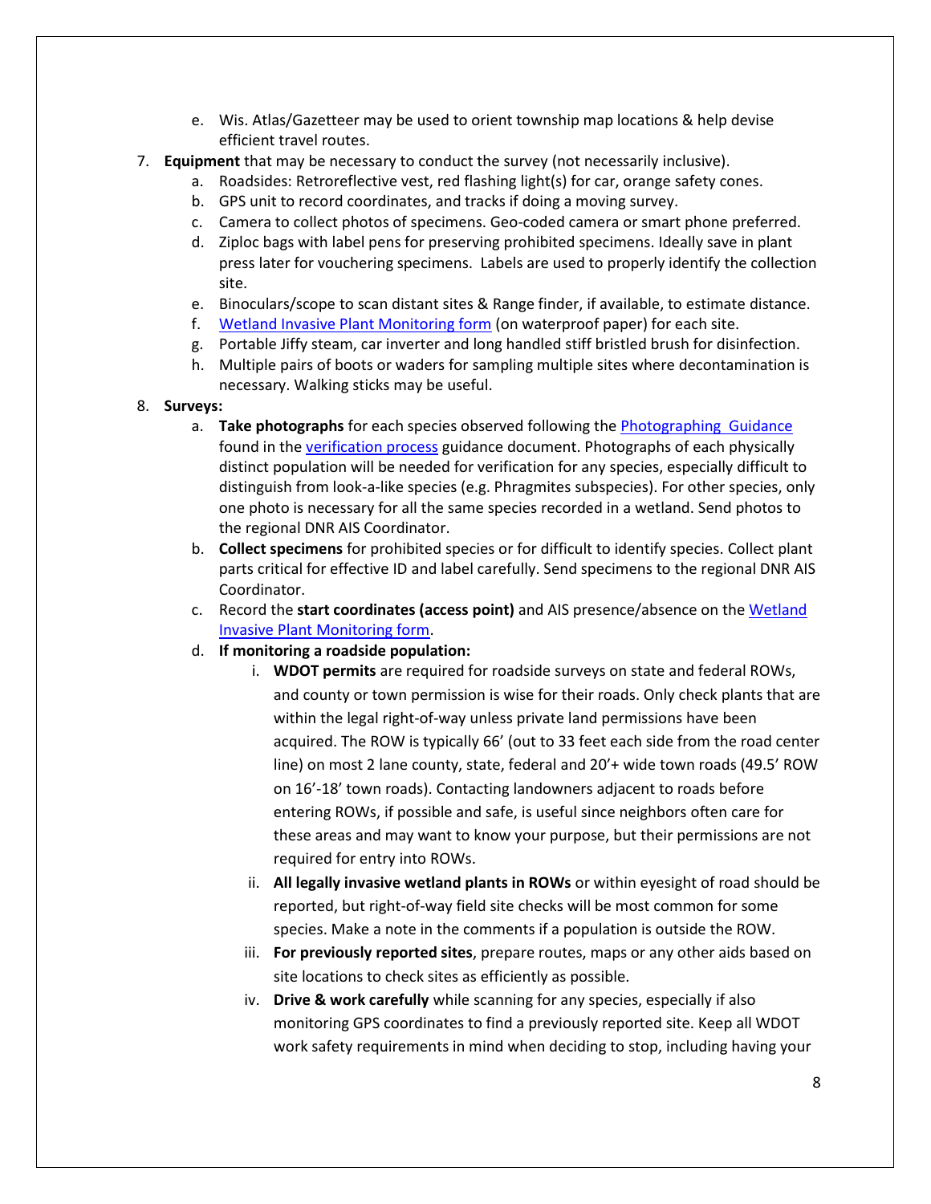e. Wis. Atlas/Gazetteer may be used to orient township map locations & help devise efficient travel routes.

7. **Equipment** that may be necessary to conduct the survey (not necessarily inclusive).
   a. Roadsides: Retroreflective vest, red flashing light(s) for car, orange safety cones.
   b. GPS unit to record coordinates, and tracks if doing a moving survey.
   c. Camera to collect photos of specimens. Geo-coded camera or smart phone preferred.
   d. Ziploc bags with label pens for preserving prohibited specimens. Ideally save in plant press later for vouchering specimens. Labels are used to properly identify the collection site.
   e. Binoculars/scope to scan distant sites & Range finder, if available, to estimate distance.
   f. Wetland Invasive Plant Monitoring form (on waterproof paper) for each site.
   g. Portable Jiffy steam, car inverter and long handled stiff bristled brush for disinfection.
   h. Multiple pairs of boots or waders for sampling multiple sites where decontamination is necessary. Walking sticks may be useful.

8. **Surveys:**
   a. **Take photographs** for each species observed following the Photographing Guidance found in the verification process guidance document. Photographs of each physically distinct population will be needed for verification for any species, especially difficult to distinguish from look-a-like species (e.g. Phragmites subspecies). For other species, only one photo is necessary for all the same species recorded in a wetland. Send photos to the regional DNR AIS Coordinator.
   b. **Collect specimens** for prohibited species or for difficult to identify species. Collect plant parts critical for effective ID and label carefully. Send specimens to the regional DNR AIS Coordinator.
   c. Record the **start coordinates (access point)** and AIS presence/absence on the Wetland Invasive Plant Monitoring form.
   d. **If monitoring a roadside population:**
      i. **WDOT permits** are required for roadside surveys on state and federal ROWs, and county or town permission is wise for their roads. Only check plants that are within the legal right-of-way unless private land permissions have been acquired. The ROW is typically 66' (out to 33 feet each side from the road center line) on most 2 lane county, state, federal and 20'+ wide town roads (49.5' ROW on 16'-18' town roads). Contacting landowners adjacent to roads before entering ROWs, if possible and safe, is useful since neighbors often care for these areas and may want to know your purpose, but their permissions are not required for entry into ROWs.
      ii. **All legally invasive wetland plants in ROWs** or within eyesight of road should be reported, but right-of-way field site checks will be most common for some species. Make a note in the comments if a population is outside the ROW.
      iii. **For previously reported sites**, prepare routes, maps or any other aids based on site locations to check sites as efficiently as possible.
      iv. **Drive & work carefully** while scanning for any species, especially if also monitoring GPS coordinates to find a previously reported site. Keep all WDOT work safety requirements in mind when deciding to stop, including having your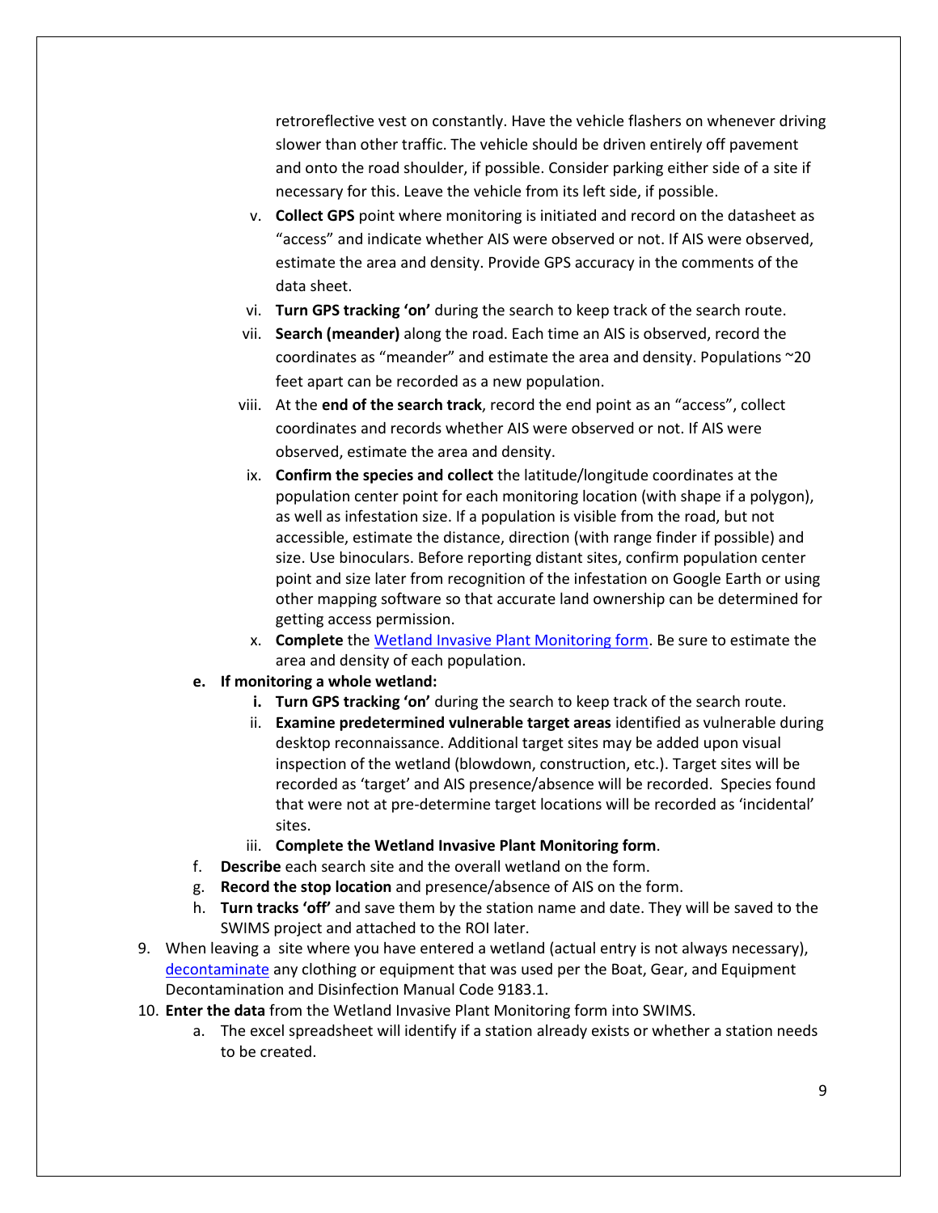retroreflective vest on constantly. Have the vehicle flashers on whenever driving slower than other traffic. The vehicle should be driven entirely off pavement and onto the road shoulder, if possible. Consider parking either side of a site if necessary for this. Leave the vehicle from its left side, if possible.

v. **Collect GPS** point where monitoring is initiated and record on the datasheet as "access" and indicate whether AIS were observed or not. If AIS were observed, estimate the area and density. Provide GPS accuracy in the comments of the data sheet.

vi. **Turn GPS tracking 'on'** during the search to keep track of the search route.

vii. **Search (meander)** along the road. Each time an AIS is observed, record the coordinates as "meander" and estimate the area and density. Populations ~20 feet apart can be recorded as a new population.

viii. At the **end of the search track**, record the end point as an "access", collect coordinates and records whether AIS were observed or not. If AIS were observed, estimate the area and density.

ix. **Confirm the species and collect** the latitude/longitude coordinates at the population center point for each monitoring location (with shape if a polygon), as well as infestation size. If a population is visible from the road, but not accessible, estimate the distance, direction (with range finder if possible) and size. Use binoculars. Before reporting distant sites, confirm population center point and size later from recognition of the infestation on Google Earth or using other mapping software so that accurate land ownership can be determined for getting access permission.

x. **Complete** the [Wetland Invasive Plant Monitoring form](). Be sure to estimate the area and density of each population.

e. **If monitoring a whole wetland:**

i. **Turn GPS tracking 'on'** during the search to keep track of the search route.

ii. **Examine predetermined vulnerable target areas** identified as vulnerable during desktop reconnaissance. Additional target sites may be added upon visual inspection of the wetland (blowdown, construction, etc.). Target sites will be recorded as 'target' and AIS presence/absence will be recorded. Species found that were not at pre-determine target locations will be recorded as 'incidental' sites.

iii. **Complete the Wetland Invasive Plant Monitoring form**.

f. **Describe** each search site and the overall wetland on the form.

g. **Record the stop location** and presence/absence of AIS on the form.

h. **Turn tracks 'off'** and save them by the station name and date. They will be saved to the SWIMS project and attached to the ROI later.

9. When leaving a site where you have entered a wetland (actual entry is not always necessary), [decontaminate]() any clothing or equipment that was used per the Boat, Gear, and Equipment Decontamination and Disinfection Manual Code 9183.1.

10. **Enter the data** from the Wetland Invasive Plant Monitoring form into SWIMS.

a. The excel spreadsheet will identify if a station already exists or whether a station needs to be created.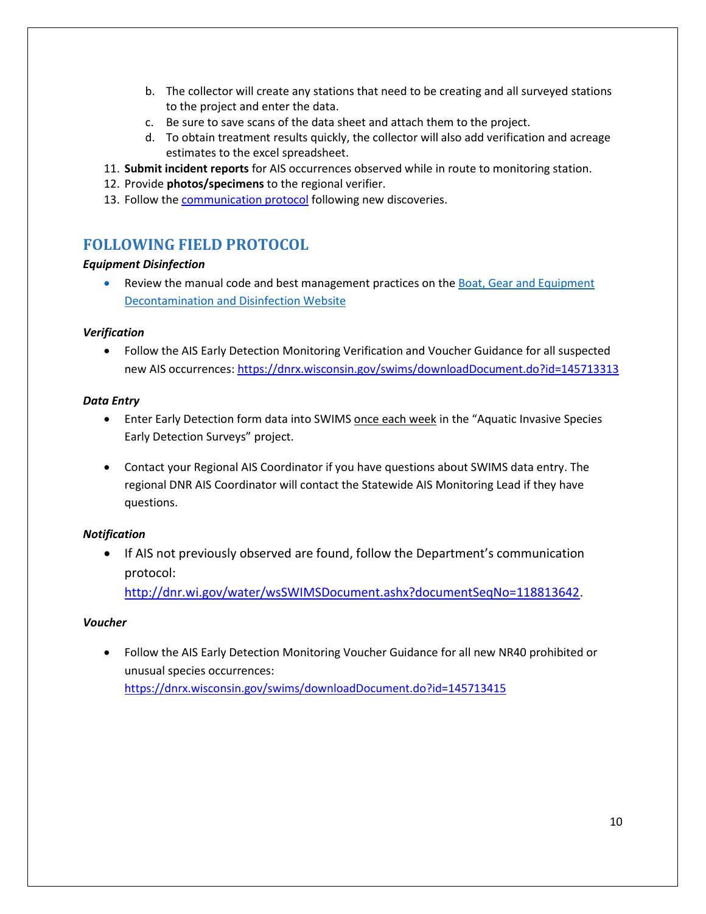b. The collector will create any stations that need to be creating and all surveyed stations to the project and enter the data.
   c. Be sure to save scans of the data sheet and attach them to the project.
   d. To obtain treatment results quickly, the collector will also add verification and acreage estimates to the excel spreadsheet.
11. **Submit incident reports** for AIS occurrences observed while in route to monitoring station.
12. Provide **photos/specimens** to the regional verifier.
13. Follow the [communication protocol]() following new discoveries.

## FOLLOWING FIELD PROTOCOL

***Equipment Disinfection***

- Review the manual code and best management practices on the [Boat, Gear and Equipment Decontamination and Disinfection Website]()

***Verification***

- Follow the AIS Early Detection Monitoring Verification and Voucher Guidance for all suspected new AIS occurrences: https://dnrx.wisconsin.gov/swims/downloadDocument.do?id=145713313

***Data Entry***

- Enter Early Detection form data into SWIMS once each week in the "Aquatic Invasive Species Early Detection Surveys" project.

- Contact your Regional AIS Coordinator if you have questions about SWIMS data entry. The regional DNR AIS Coordinator will contact the Statewide AIS Monitoring Lead if they have questions.

***Notification***

- If AIS not previously observed are found, follow the Department's communication protocol: http://dnr.wi.gov/water/wsSWIMSDocument.ashx?documentSeqNo=118813642.

***Voucher***

- Follow the AIS Early Detection Monitoring Voucher Guidance for all new NR40 prohibited or unusual species occurrences: https://dnrx.wisconsin.gov/swims/downloadDocument.do?id=145713415